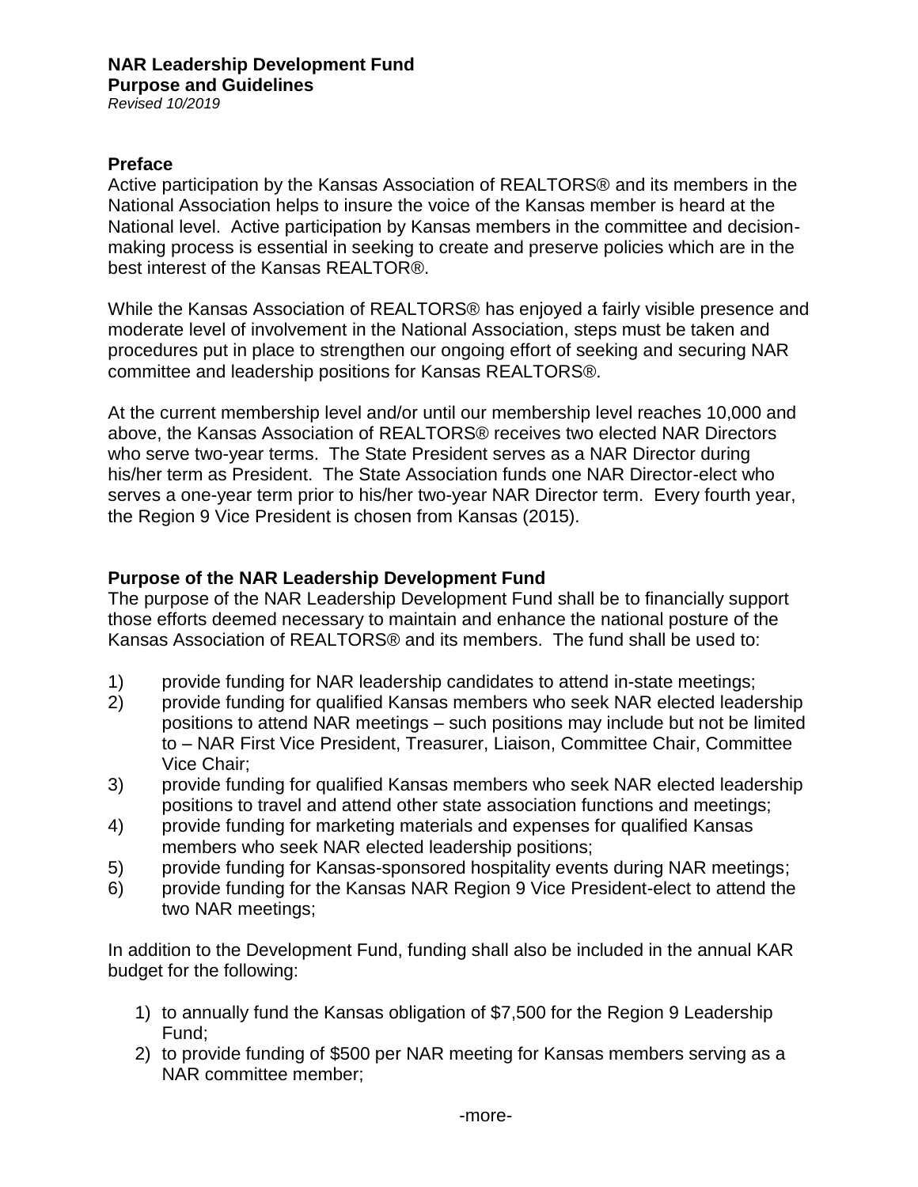# NAR Leadership Development Fund

## Purpose and Guidelines

*Revised 10/2019*

### Preface

Active participation by the Kansas Association of REALTORS® and its members in the National Association helps to insure the voice of the Kansas member is heard at the National level. Active participation by Kansas members in the committee and decision-making process is essential in seeking to create and preserve policies which are in the best interest of the Kansas REALTOR®.

While the Kansas Association of REALTORS® has enjoyed a fairly visible presence and moderate level of involvement in the National Association, steps must be taken and procedures put in place to strengthen our ongoing effort of seeking and securing NAR committee and leadership positions for Kansas REALTORS®.

At the current membership level and/or until our membership level reaches 10,000 and above, the Kansas Association of REALTORS® receives two elected NAR Directors who serve two-year terms. The State President serves as a NAR Director during his/her term as President. The State Association funds one NAR Director-elect who serves a one-year term prior to his/her two-year NAR Director term. Every fourth year, the Region 9 Vice President is chosen from Kansas (2015).

### Purpose of the NAR Leadership Development Fund

The purpose of the NAR Leadership Development Fund shall be to financially support those efforts deemed necessary to maintain and enhance the national posture of the Kansas Association of REALTORS® and its members. The fund shall be used to:

1) provide funding for NAR leadership candidates to attend in-state meetings;
2) provide funding for qualified Kansas members who seek NAR elected leadership positions to attend NAR meetings – such positions may include but not be limited to – NAR First Vice President, Treasurer, Liaison, Committee Chair, Committee Vice Chair;
3) provide funding for qualified Kansas members who seek NAR elected leadership positions to travel and attend other state association functions and meetings;
4) provide funding for marketing materials and expenses for qualified Kansas members who seek NAR elected leadership positions;
5) provide funding for Kansas-sponsored hospitality events during NAR meetings;
6) provide funding for the Kansas NAR Region 9 Vice President-elect to attend the two NAR meetings;

In addition to the Development Fund, funding shall also be included in the annual KAR budget for the following:

1) to annually fund the Kansas obligation of $7,500 for the Region 9 Leadership Fund;
2) to provide funding of $500 per NAR meeting for Kansas members serving as a NAR committee member;

-more-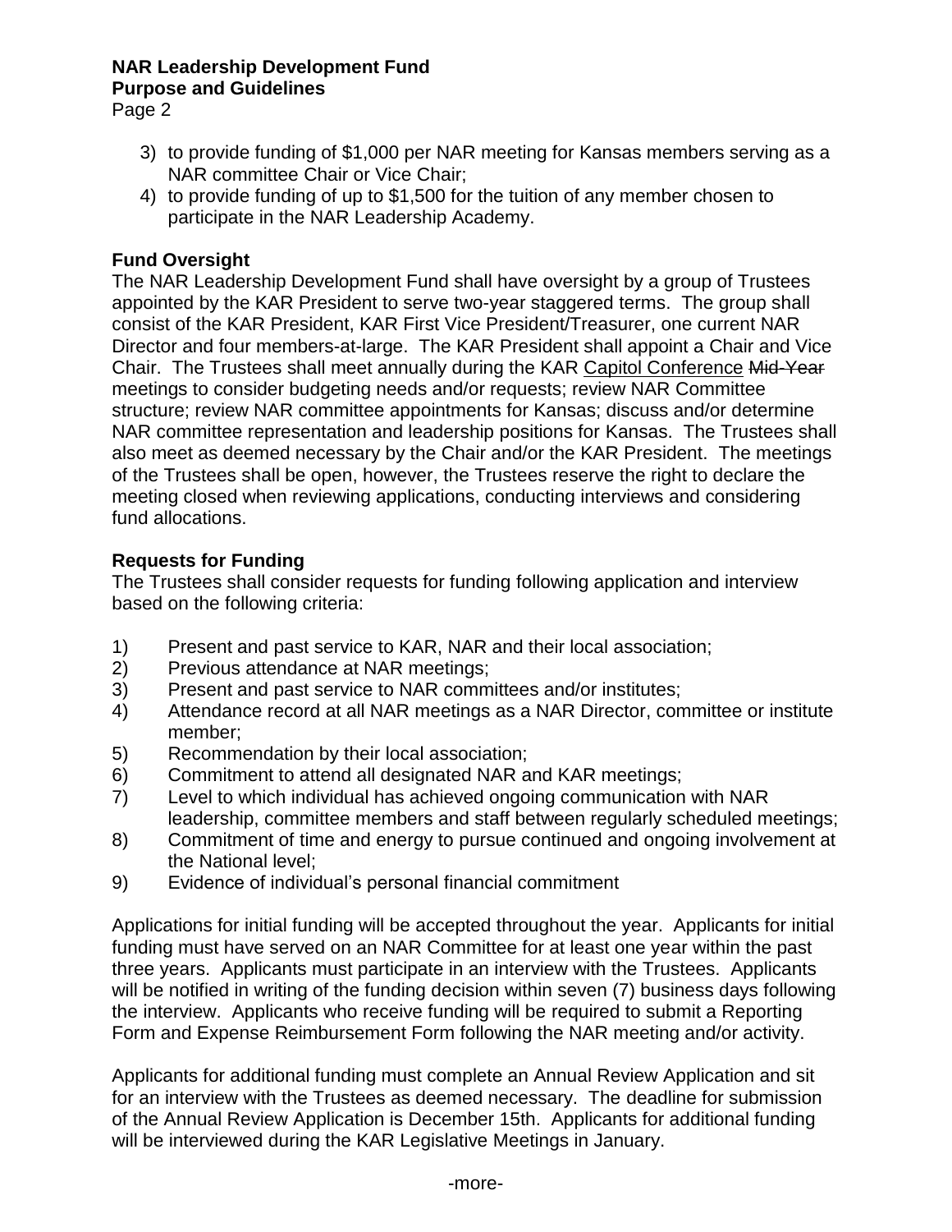3) to provide funding of $1,000 per NAR meeting for Kansas members serving as a NAR committee Chair or Vice Chair;
4) to provide funding of up to $1,500 for the tuition of any member chosen to participate in the NAR Leadership Academy.

**Fund Oversight**

The NAR Leadership Development Fund shall have oversight by a group of Trustees appointed by the KAR President to serve two-year staggered terms. The group shall consist of the KAR President, KAR First Vice President/Treasurer, one current NAR Director and four members-at-large. The KAR President shall appoint a Chair and Vice Chair. The Trustees shall meet annually during the KAR <u>Capitol Conference</u> ~~Mid-Year~~ meetings to consider budgeting needs and/or requests; review NAR Committee structure; review NAR committee appointments for Kansas; discuss and/or determine NAR committee representation and leadership positions for Kansas. The Trustees shall also meet as deemed necessary by the Chair and/or the KAR President. The meetings of the Trustees shall be open, however, the Trustees reserve the right to declare the meeting closed when reviewing applications, conducting interviews and considering fund allocations.

**Requests for Funding**

The Trustees shall consider requests for funding following application and interview based on the following criteria:

1) Present and past service to KAR, NAR and their local association;
2) Previous attendance at NAR meetings;
3) Present and past service to NAR committees and/or institutes;
4) Attendance record at all NAR meetings as a NAR Director, committee or institute member;
5) Recommendation by their local association;
6) Commitment to attend all designated NAR and KAR meetings;
7) Level to which individual has achieved ongoing communication with NAR leadership, committee members and staff between regularly scheduled meetings;
8) Commitment of time and energy to pursue continued and ongoing involvement at the National level;
9) Evidence of individual's personal financial commitment

Applications for initial funding will be accepted throughout the year. Applicants for initial funding must have served on an NAR Committee for at least one year within the past three years. Applicants must participate in an interview with the Trustees. Applicants will be notified in writing of the funding decision within seven (7) business days following the interview. Applicants who receive funding will be required to submit a Reporting Form and Expense Reimbursement Form following the NAR meeting and/or activity.

Applicants for additional funding must complete an Annual Review Application and sit for an interview with the Trustees as deemed necessary. The deadline for submission of the Annual Review Application is December 15th. Applicants for additional funding will be interviewed during the KAR Legislative Meetings in January.

-more-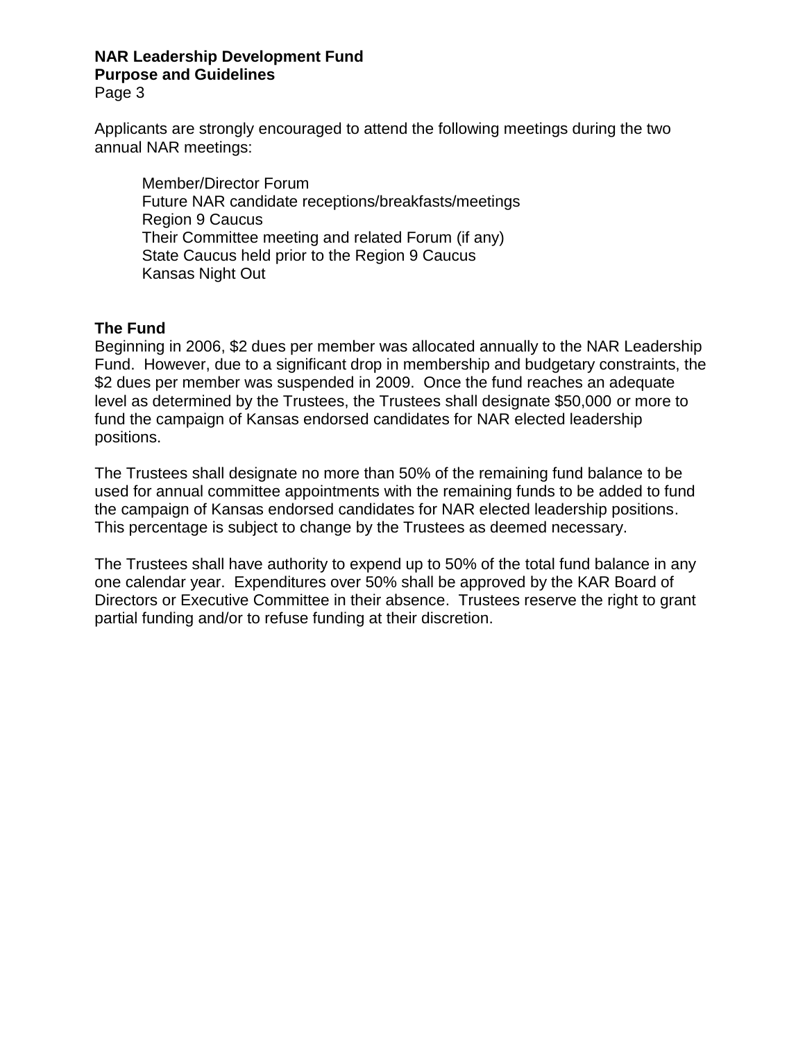Applicants are strongly encouraged to attend the following meetings during the two annual NAR meetings:

- Member/Director Forum
- Future NAR candidate receptions/breakfasts/meetings
- Region 9 Caucus
- Their Committee meeting and related Forum (if any)
- State Caucus held prior to the Region 9 Caucus
- Kansas Night Out

**The Fund**

Beginning in 2006, $2 dues per member was allocated annually to the NAR Leadership Fund. However, due to a significant drop in membership and budgetary constraints, the $2 dues per member was suspended in 2009. Once the fund reaches an adequate level as determined by the Trustees, the Trustees shall designate $50,000 or more to fund the campaign of Kansas endorsed candidates for NAR elected leadership positions.

The Trustees shall designate no more than 50% of the remaining fund balance to be used for annual committee appointments with the remaining funds to be added to fund the campaign of Kansas endorsed candidates for NAR elected leadership positions. This percentage is subject to change by the Trustees as deemed necessary.

The Trustees shall have authority to expend up to 50% of the total fund balance in any one calendar year. Expenditures over 50% shall be approved by the KAR Board of Directors or Executive Committee in their absence. Trustees reserve the right to grant partial funding and/or to refuse funding at their discretion.